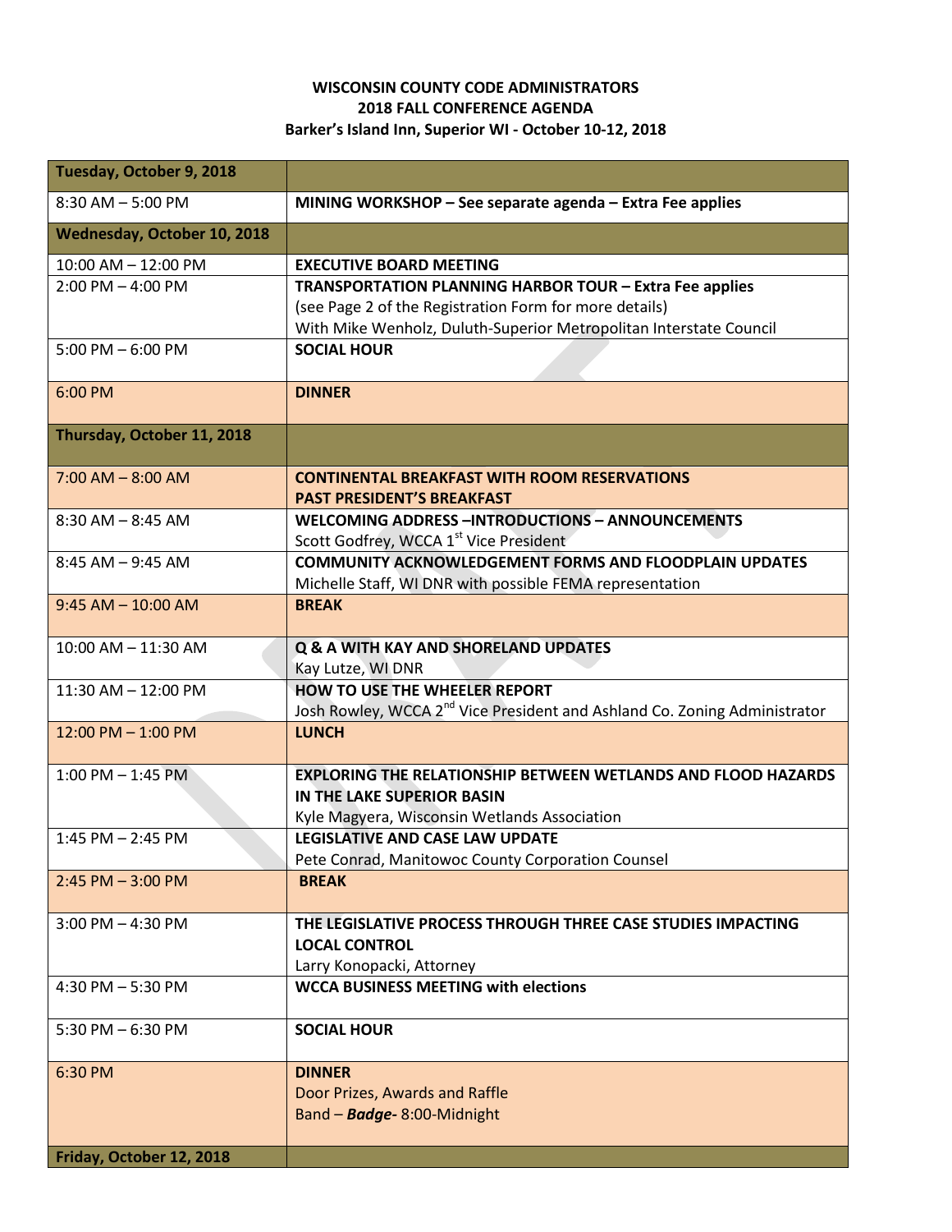**WISCONSIN COUNTY CODE ADMINISTRATORS**
**2018 FALL CONFERENCE AGENDA**
**Barker's Island Inn, Superior WI - October 10-12, 2018**

| **Tuesday, October 9, 2018** | |
|---|---|
| 8:30 AM – 5:00 PM | **MINING WORKSHOP – See separate agenda – Extra Fee applies** |
| **Wednesday, October 10, 2018** | |
| 10:00 AM – 12:00 PM | **EXECUTIVE BOARD MEETING** |
| 2:00 PM – 4:00 PM | **TRANSPORTATION PLANNING HARBOR TOUR – Extra Fee applies**<br>(see Page 2 of the Registration Form for more details)<br>With Mike Wenholz, Duluth-Superior Metropolitan Interstate Council |
| 5:00 PM – 6:00 PM | **SOCIAL HOUR** |
| 6:00 PM | **DINNER** |
| **Thursday, October 11, 2018** | |
| 7:00 AM – 8:00 AM | **CONTINENTAL BREAKFAST WITH ROOM RESERVATIONS**<br>**PAST PRESIDENT'S BREAKFAST** |
| 8:30 AM – 8:45 AM | **WELCOMING ADDRESS –INTRODUCTIONS – ANNOUNCEMENTS**<br>Scott Godfrey, WCCA 1st Vice President |
| 8:45 AM – 9:45 AM | **COMMUNITY ACKNOWLEDGEMENT FORMS AND FLOODPLAIN UPDATES**<br>Michelle Staff, WI DNR with possible FEMA representation |
| 9:45 AM – 10:00 AM | **BREAK** |
| 10:00 AM – 11:30 AM | **Q & A WITH KAY AND SHORELAND UPDATES**<br>Kay Lutze, WI DNR |
| 11:30 AM – 12:00 PM | **HOW TO USE THE WHEELER REPORT**<br>Josh Rowley, WCCA 2nd Vice President and Ashland Co. Zoning Administrator |
| 12:00 PM – 1:00 PM | **LUNCH** |
| 1:00 PM – 1:45 PM | **EXPLORING THE RELATIONSHIP BETWEEN WETLANDS AND FLOOD HAZARDS IN THE LAKE SUPERIOR BASIN**<br>Kyle Magyera, Wisconsin Wetlands Association |
| 1:45 PM – 2:45 PM | **LEGISLATIVE AND CASE LAW UPDATE**<br>Pete Conrad, Manitowoc County Corporation Counsel |
| 2:45 PM – 3:00 PM | **BREAK** |
| 3:00 PM – 4:30 PM | **THE LEGISLATIVE PROCESS THROUGH THREE CASE STUDIES IMPACTING LOCAL CONTROL**<br>Larry Konopacki, Attorney |
| 4:30 PM – 5:30 PM | **WCCA BUSINESS MEETING with elections** |
| 5:30 PM – 6:30 PM | **SOCIAL HOUR** |
| 6:30 PM | **DINNER**<br>Door Prizes, Awards and Raffle<br>Band – ***Badge-*** 8:00-Midnight |
| **Friday, October 12, 2018** | |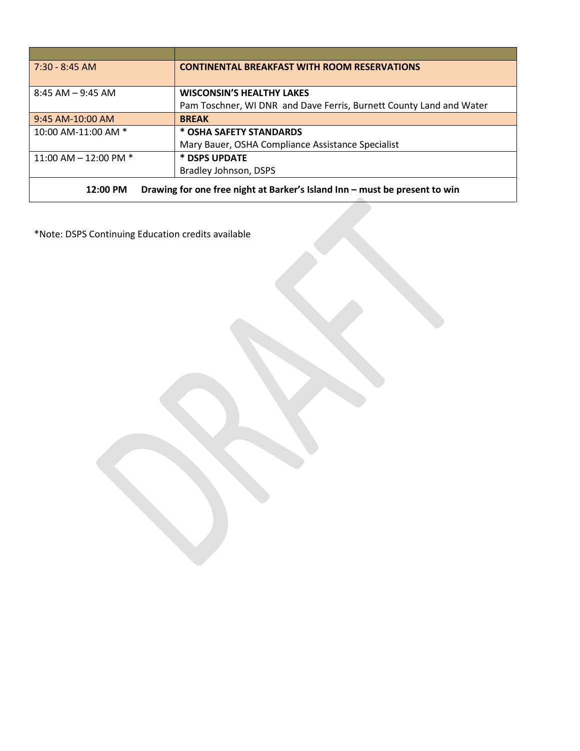| | |
|---|---|
| 7:30 - 8:45 AM | **CONTINENTAL BREAKFAST WITH ROOM RESERVATIONS** |
| 8:45 AM – 9:45 AM | **WISCONSIN'S HEALTHY LAKES**<br>Pam Toschner, WI DNR and Dave Ferris, Burnett County Land and Water |
| 9:45 AM-10:00 AM | **BREAK** |
| 10:00 AM-11:00 AM * | *** OSHA SAFETY STANDARDS**<br>Mary Bauer, OSHA Compliance Assistance Specialist |
| 11:00 AM – 12:00 PM * | *** DSPS UPDATE**<br>Bradley Johnson, DSPS |
| **12:00 PM** | **Drawing for one free night at Barker's Island Inn – must be present to win** |

*Note: DSPS Continuing Education credits available

DRAFT